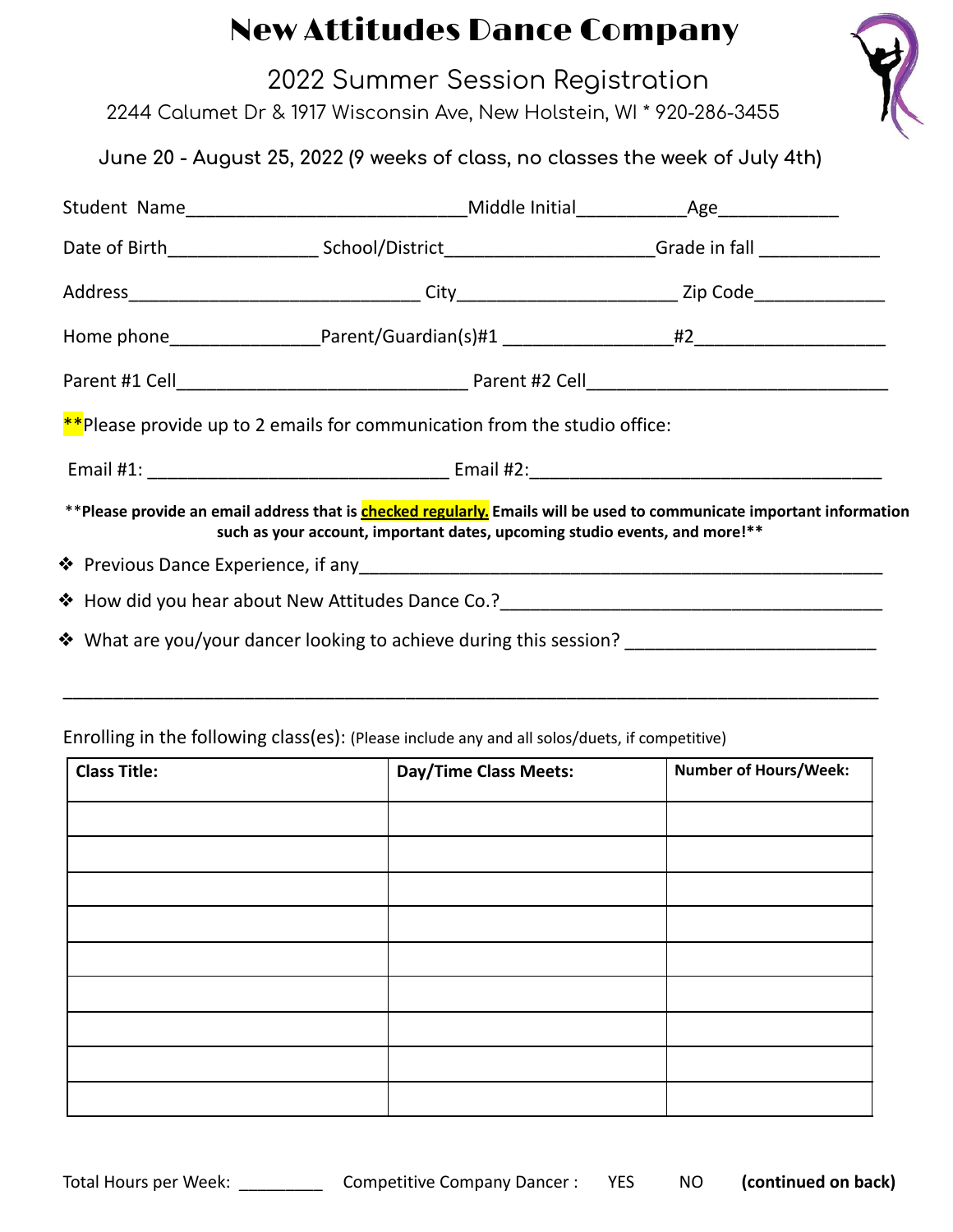# New Attitudes Dance Company

## 2022 Summer Session Registration

2244 Calumet Dr & 1917 Wisconsin Ave, New Holstein, WI * 920-286-3455

**June 20 - August 25, 2022 (9 weeks of class, no classes the week of July 4th)**

Student Name____________________________Middle Initial___________Age____________

Date of Birth_______________ School/District_____________________Grade in fall ____________

Address_____________________________ City_____________________ Zip Code_____________

Home phone_______________Parent/Guardian(s)#1 ________________#2___________________

Parent #1 Cell_____________________________ Parent #2 Cell_______________________________

**Please provide up to 2 emails for communication from the studio office:

Email #1: ______________________________ Email #2:__________________________________

****Please provide an email address that is checked regularly. Emails will be used to communicate important information such as your account, important dates, upcoming studio events, and more!****

- Previous Dance Experience, if any______________________________________________________
- How did you hear about New Attitudes Dance Co.?______________________________________
- What are you/your dancer looking to achieve during this session? _________________________

_______________________________________________________________________________

Enrolling in the following class(es): (Please include any and all solos/duets, if competitive)

| Class Title: | Day/Time Class Meets: | Number of Hours/Week: |
|---|---|---|
| | | |
| | | |
| | | |
| | | |
| | | |
| | | |
| | | |
| | | |
| | | |

Total Hours per Week: _________ Competitive Company Dancer : YES NO **(continued on back)**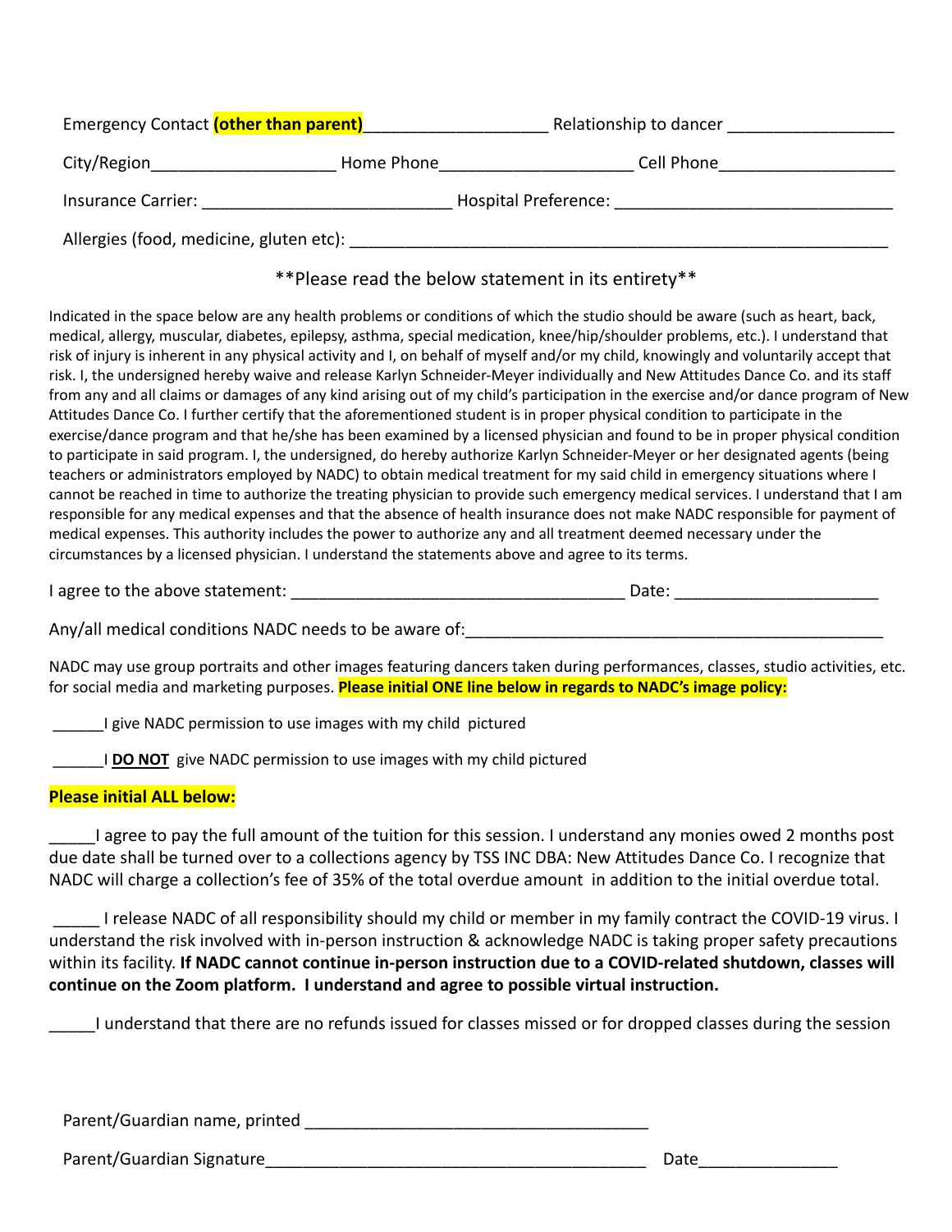Emergency Contact **(other than parent)**___________________ Relationship to dancer _________________

City/Region___________________ Home Phone____________________ Cell Phone__________________

Insurance Carrier: ___________________________ Hospital Preference: ______________________________

Allergies (food, medicine, gluten etc): ___________________________________________________________

**Please read the below statement in its entirety**

Indicated in the space below are any health problems or conditions of which the studio should be aware (such as heart, back, medical, allergy, muscular, diabetes, epilepsy, asthma, special medication, knee/hip/shoulder problems, etc.). I understand that risk of injury is inherent in any physical activity and I, on behalf of myself and/or my child, knowingly and voluntarily accept that risk. I, the undersigned hereby waive and release Karlyn Schneider-Meyer individually and New Attitudes Dance Co. and its staff from any and all claims or damages of any kind arising out of my child's participation in the exercise and/or dance program of New Attitudes Dance Co. I further certify that the aforementioned student is in proper physical condition to participate in the exercise/dance program and that he/she has been examined by a licensed physician and found to be in proper physical condition to participate in said program. I, the undersigned, do hereby authorize Karlyn Schneider-Meyer or her designated agents (being teachers or administrators employed by NADC) to obtain medical treatment for my said child in emergency situations where I cannot be reached in time to authorize the treating physician to provide such emergency medical services. I understand that I am responsible for any medical expenses and that the absence of health insurance does not make NADC responsible for payment of medical expenses. This authority includes the power to authorize any and all treatment deemed necessary under the circumstances by a licensed physician. I understand the statements above and agree to its terms.

I agree to the above statement: ___________________________________ Date: _____________________

Any/all medical conditions NADC needs to be aware of:_____________________________________________

NADC may use group portraits and other images featuring dancers taken during performances, classes, studio activities, etc. for social media and marketing purposes. **Please initial ONE line below in regards to NADC's image policy:**

______I give NADC permission to use images with my child pictured

______I **DO NOT** give NADC permission to use images with my child pictured

**Please initial ALL below:**

_____I agree to pay the full amount of the tuition for this session. I understand any monies owed 2 months post due date shall be turned over to a collections agency by TSS INC DBA: New Attitudes Dance Co. I recognize that NADC will charge a collection's fee of 35% of the total overdue amount in addition to the initial overdue total.

_____ I release NADC of all responsibility should my child or member in my family contract the COVID-19 virus. I understand the risk involved with in-person instruction & acknowledge NADC is taking proper safety precautions within its facility. **If NADC cannot continue in-person instruction due to a COVID-related shutdown, classes will continue on the Zoom platform. I understand and agree to possible virtual instruction.**

_____I understand that there are no refunds issued for classes missed or for dropped classes during the session

Parent/Guardian name, printed ____________________________________

Parent/Guardian Signature_________________________________________ Date_______________